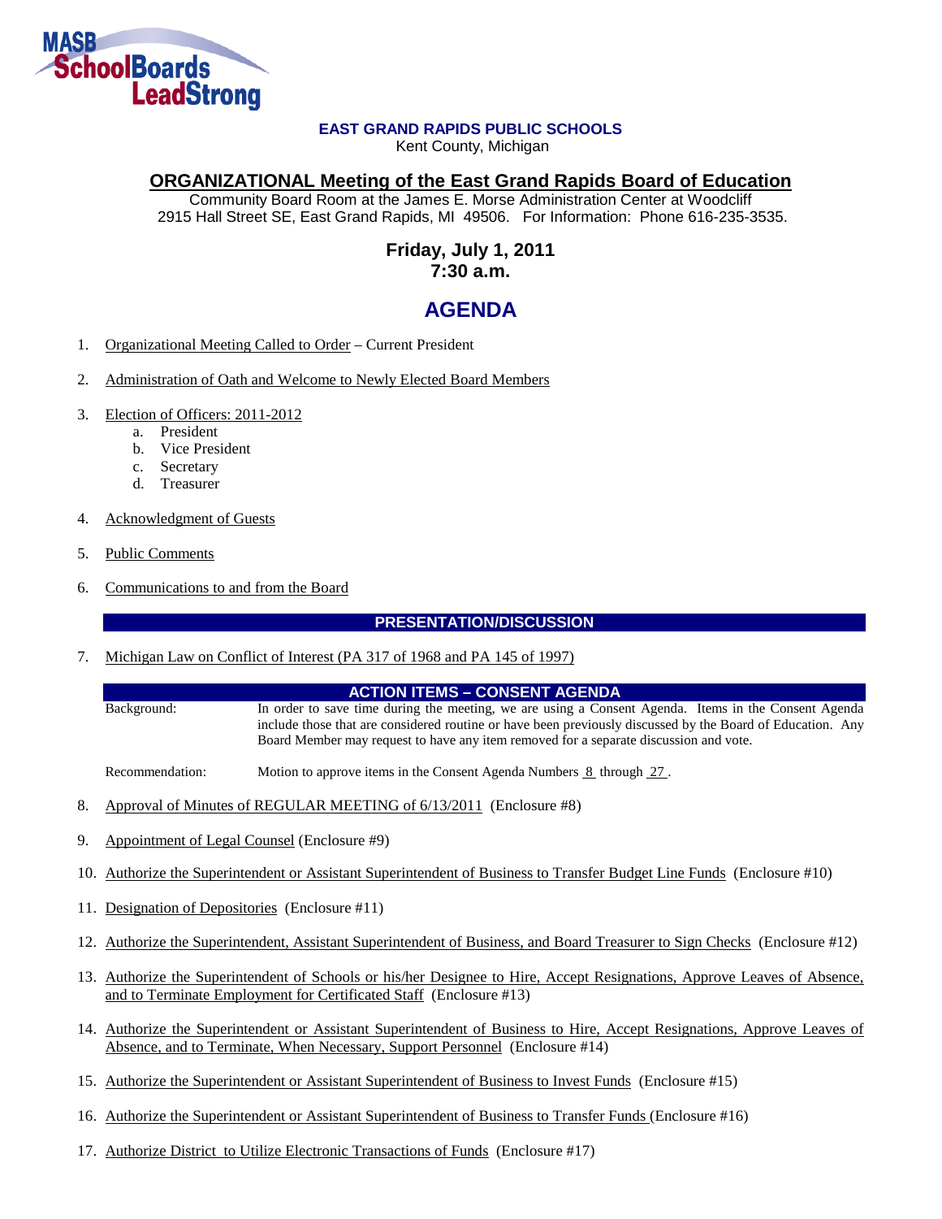MASB SchoolBoards LeadStrong

**EAST GRAND RAPIDS PUBLIC SCHOOLS**
Kent County, Michigan

## ORGANIZATIONAL Meeting of the East Grand Rapids Board of Education

Community Board Room at the James E. Morse Administration Center at Woodcliff
2915 Hall Street SE, East Grand Rapids, MI 49506. For Information: Phone 616-235-3535.

**Friday, July 1, 2011**
**7:30 a.m.**

# AGENDA

1. Organizational Meeting Called to Order – Current President
2. Administration of Oath and Welcome to Newly Elected Board Members
3. Election of Officers: 2011-2012
   a. President
   b. Vice President
   c. Secretary
   d. Treasurer
4. Acknowledgment of Guests
5. Public Comments
6. Communications to and from the Board

## PRESENTATION/DISCUSSION

7. Michigan Law on Conflict of Interest (PA 317 of 1968 and PA 145 of 1997)

## ACTION ITEMS – CONSENT AGENDA

Background: In order to save time during the meeting, we are using a Consent Agenda. Items in the Consent Agenda include those that are considered routine or have been previously discussed by the Board of Education. Any Board Member may request to have any item removed for a separate discussion and vote.

Recommendation: Motion to approve items in the Consent Agenda Numbers 8 through 27.

8. Approval of Minutes of REGULAR MEETING of 6/13/2011 (Enclosure #8)
9. Appointment of Legal Counsel (Enclosure #9)
10. Authorize the Superintendent or Assistant Superintendent of Business to Transfer Budget Line Funds (Enclosure #10)
11. Designation of Depositories (Enclosure #11)
12. Authorize the Superintendent, Assistant Superintendent of Business, and Board Treasurer to Sign Checks (Enclosure #12)
13. Authorize the Superintendent of Schools or his/her Designee to Hire, Accept Resignations, Approve Leaves of Absence, and to Terminate Employment for Certificated Staff (Enclosure #13)
14. Authorize the Superintendent or Assistant Superintendent of Business to Hire, Accept Resignations, Approve Leaves of Absence, and to Terminate, When Necessary, Support Personnel (Enclosure #14)
15. Authorize the Superintendent or Assistant Superintendent of Business to Invest Funds (Enclosure #15)
16. Authorize the Superintendent or Assistant Superintendent of Business to Transfer Funds (Enclosure #16)
17. Authorize District to Utilize Electronic Transactions of Funds (Enclosure #17)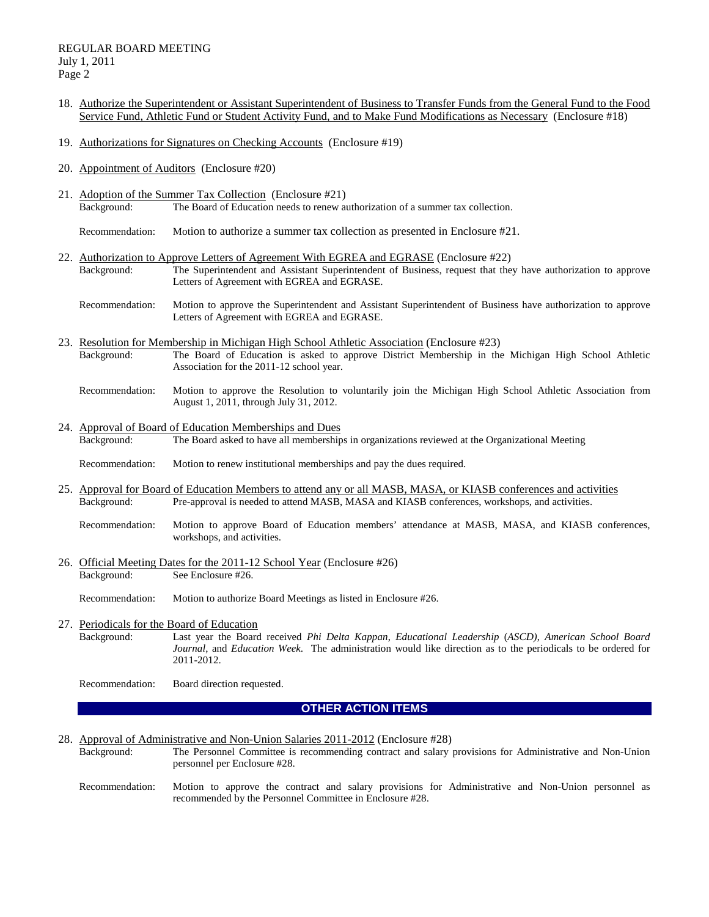18. Authorize the Superintendent or Assistant Superintendent of Business to Transfer Funds from the General Fund to the Food Service Fund, Athletic Fund or Student Activity Fund, and to Make Fund Modifications as Necessary (Enclosure #18)

19. Authorizations for Signatures on Checking Accounts (Enclosure #19)

20. Appointment of Auditors (Enclosure #20)

21. Adoption of the Summer Tax Collection (Enclosure #21)

    Background: The Board of Education needs to renew authorization of a summer tax collection.

    Recommendation: Motion to authorize a summer tax collection as presented in Enclosure #21.

22. Authorization to Approve Letters of Agreement With EGREA and EGRASE (Enclosure #22)

    Background: The Superintendent and Assistant Superintendent of Business, request that they have authorization to approve Letters of Agreement with EGREA and EGRASE.

    Recommendation: Motion to approve the Superintendent and Assistant Superintendent of Business have authorization to approve Letters of Agreement with EGREA and EGRASE.

23. Resolution for Membership in Michigan High School Athletic Association (Enclosure #23)

    Background: The Board of Education is asked to approve District Membership in the Michigan High School Athletic Association for the 2011-12 school year.

    Recommendation: Motion to approve the Resolution to voluntarily join the Michigan High School Athletic Association from August 1, 2011, through July 31, 2012.

24. Approval of Board of Education Memberships and Dues

    Background: The Board asked to have all memberships in organizations reviewed at the Organizational Meeting

    Recommendation: Motion to renew institutional memberships and pay the dues required.

25. Approval for Board of Education Members to attend any or all MASB, MASA, or KIASB conferences and activities

    Background: Pre-approval is needed to attend MASB, MASA and KIASB conferences, workshops, and activities.

    Recommendation: Motion to approve Board of Education members' attendance at MASB, MASA, and KIASB conferences, workshops, and activities.

26. Official Meeting Dates for the 2011-12 School Year (Enclosure #26)

    Background: See Enclosure #26.

    Recommendation: Motion to authorize Board Meetings as listed in Enclosure #26.

27. Periodicals for the Board of Education

    Background: Last year the Board received *Phi Delta Kappan, Educational Leadership* (*ASCD), American School Board Journal,* and *Education Week*. The administration would like direction as to the periodicals to be ordered for 2011-2012.

    Recommendation: Board direction requested.

## OTHER ACTION ITEMS

28. Approval of Administrative and Non-Union Salaries 2011-2012 (Enclosure #28)

    Background: The Personnel Committee is recommending contract and salary provisions for Administrative and Non-Union personnel per Enclosure #28.

    Recommendation: Motion to approve the contract and salary provisions for Administrative and Non-Union personnel as recommended by the Personnel Committee in Enclosure #28.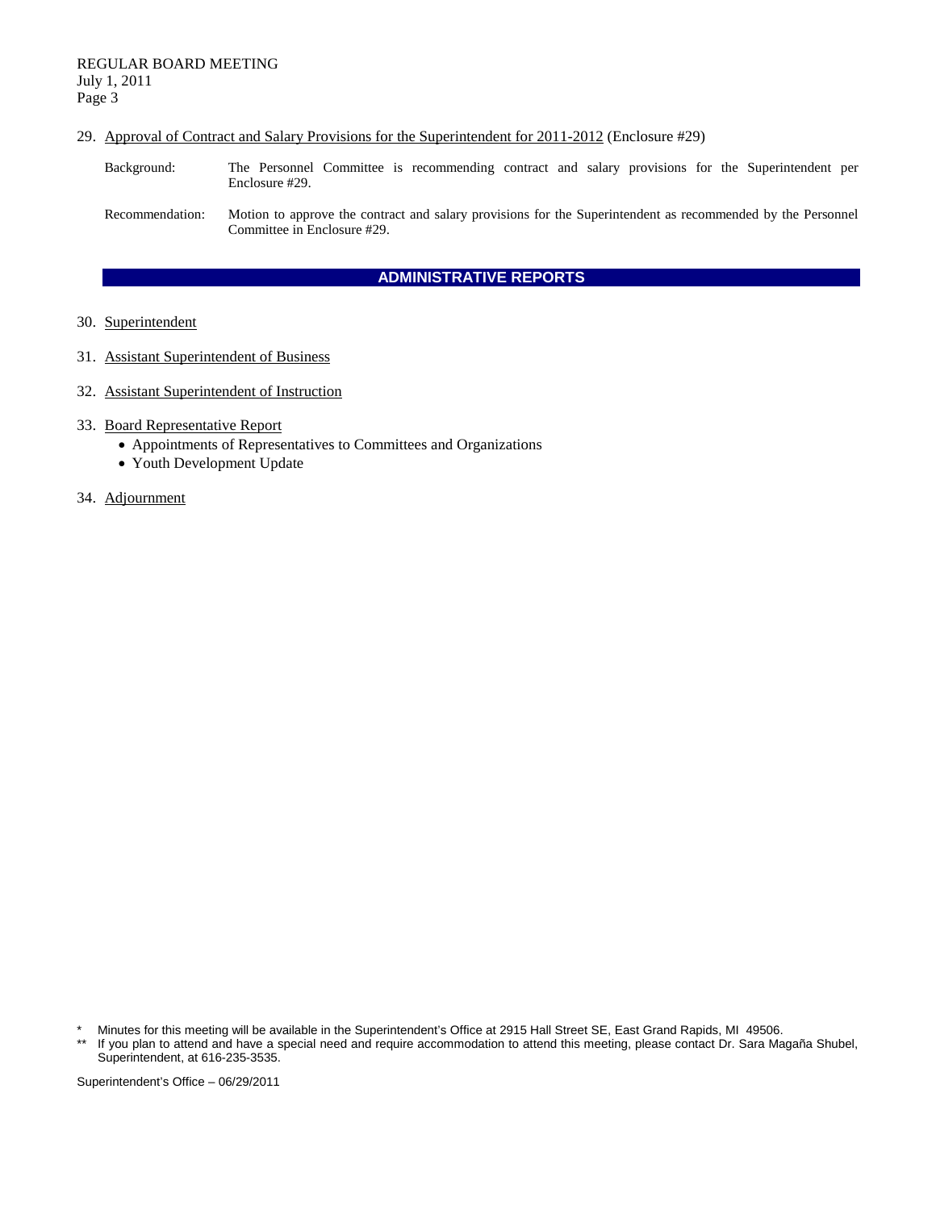29. Approval of Contract and Salary Provisions for the Superintendent for 2011-2012 (Enclosure #29)

    Background: The Personnel Committee is recommending contract and salary provisions for the Superintendent per Enclosure #29.

    Recommendation: Motion to approve the contract and salary provisions for the Superintendent as recommended by the Personnel Committee in Enclosure #29.

## ADMINISTRATIVE REPORTS

30. Superintendent

31. Assistant Superintendent of Business

32. Assistant Superintendent of Instruction

33. Board Representative Report
    - Appointments of Representatives to Committees and Organizations
    - Youth Development Update

34. Adjournment

\* Minutes for this meeting will be available in the Superintendent's Office at 2915 Hall Street SE, East Grand Rapids, MI 49506.

\** If you plan to attend and have a special need and require accommodation to attend this meeting, please contact Dr. Sara Magaña Shubel, Superintendent, at 616-235-3535.

Superintendent's Office – 06/29/2011